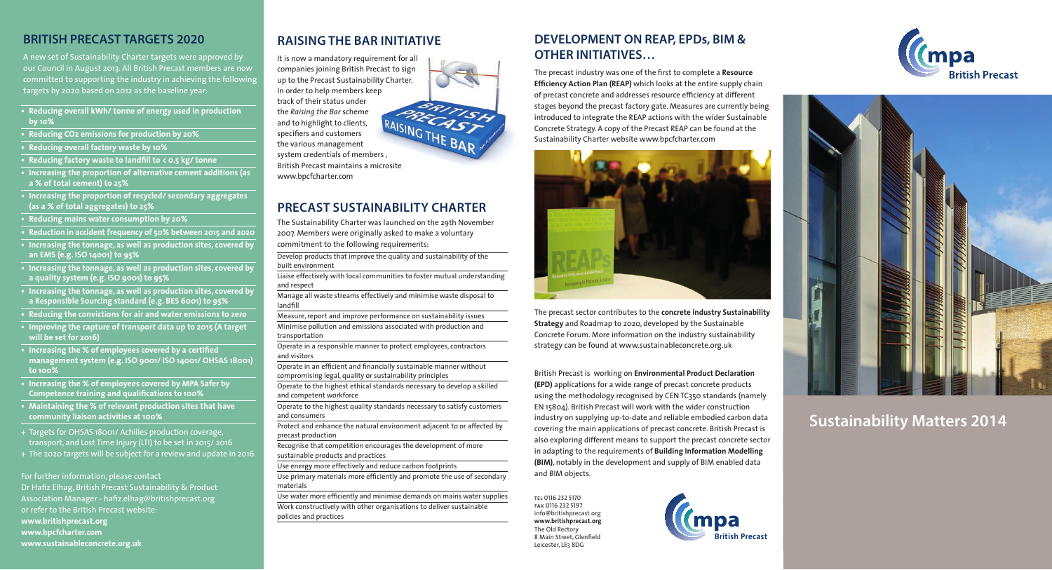## BRITISH PRECAST TARGETS 2020

A new set of Sustainability Charter targets were approved by our Council in August 2013. All British Precast members are now committed to supporting the industry in achieving the following targets by 2020 based on 2012 as the baseline year:

- **Reducing overall kWh/ tonne of energy used in production by 10%**
- **Reducing $CO_2$ emissions for production by 20%**
- **Reducing overall factory waste by 10%**
- **Reducing factory waste to landfill to < 0.5 kg/ tonne**
- **Increasing the proportion of alternative cement additions (as a % of total cement) to 25%**
- **Increasing the proportion of recycled/ secondary aggregates (as a % of total aggregates) to 25%**
- **Reducing mains water consumption by 20%**
- **Reduction in accident frequency of 50% between 2015 and 2020**
- **Increasing the tonnage, as well as production sites, covered by an EMS (e.g. ISO 14001) to 95%**
- **Increasing the tonnage, as well as production sites, covered by a quality system (e.g. ISO 9001) to 95%**
- **Increasing the tonnage, as well as production sites, covered by a Responsible Sourcing standard (e.g. BES 6001) to 95%**
- **Reducing the convictions for air and water emissions to zero**
- **Improving the capture of transport data up to 2015 (A target will be set for 2016)**
- **Increasing the % of employees covered by a certified management system (e.g. ISO 9001/ ISO 14001/ OHSAS 18001) to 100%**
- **Increasing the % of employees covered by MPA Safer by Competence training and qualifications to 100%**
- **Maintaining the % of relevant production sites that have community liaison activities at 100%**

+ Targets for OHSAS 18001/ Achilles production coverage, transport, and Lost Time Injury (LTI) to be set in 2015/ 2016
+ The 2020 targets will be subject for a review and update in 2016.

For further information, please contact
Dr Hafiz Elhag, British Precast Sustainability & Product Association Manager - hafiz.elhag@britishprecast.org
or refer to the British Precast website:
**www.britishprecast.org**
**www.bpcfcharter.com**
**www.sustainableconcrete.org.uk**

## RAISING THE BAR INITIATIVE

It is now a mandatory requirement for all companies joining British Precast to sign up to the Precast Sustainability Charter. In order to help members keep track of their status under the *Raising the Bar* scheme and to highlight to clients, specifiers and customers the various management system credentials of members , British Precast maintains a microsite www.bpcfcharter.com

## PRECAST SUSTAINABILITY CHARTER

The Sustainability Charter was launched on the 29th November 2007. Members were originally asked to make a voluntary commitment to the following requirements:

- Develop products that improve the quality and sustainability of the built environment
- Liaise effectively with local communities to foster mutual understanding and respect
- Manage all waste streams effectively and minimise waste disposal to landfill
- Measure, report and improve performance on sustainability issues
- Minimise pollution and emissions associated with production and transportation
- Operate in a responsible manner to protect employees, contractors and visitors
- Operate in an efficient and financially sustainable manner without compromising legal, quality or sustainability principles
- Operate to the highest ethical standards necessary to develop a skilled and competent workforce
- Operate to the highest quality standards necessary to satisfy customers and consumers
- Protect and enhance the natural environment adjacent to or affected by precast production
- Recognise that competition encourages the development of more sustainable products and practices
- Use energy more effectively and reduce carbon footprints
- Use primary materials more efficiently and promote the use of secondary materials
- Use water more efficiently and minimise demands on mains water supplies
- Work constructively with other organisations to deliver sustainable policies and practices

## DEVELOPMENT ON REAP, EPDs, BIM & OTHER INITIATIVES…

The precast industry was one of the first to complete a **Resource Efficiency Action Plan (REAP)** which looks at the entire supply chain of precast concrete and addresses resource efficiency at different stages beyond the precast factory gate. Measures are currently being introduced to integrate the REAP actions with the wider Sustainable Concrete Strategy. A copy of the Precast REAP can be found at the Sustainability Charter website www.bpcfcharter.com

The precast sector contributes to the **concrete industry Sustainability Strategy** and Roadmap to 2020, developed by the Sustainable Concrete Forum. More information on the industry sustainability strategy can be found at www.sustainableconcrete.org.uk

British Precast is working on **Environmental Product Declaration (EPD)** applications for a wide range of precast concrete products using the methodology recognised by CEN TC350 standards (namely EN 15804). British Precast will work with the wider construction industry on supplying up-to-date and reliable embodied carbon data covering the main applications of precast concrete. British Precast is also exploring different means to support the precast concrete sector in adapting to the requirements of **Building Information Modelling (BIM)**, notably in the development and supply of BIM enabled data and BIM objects.

TEL 0116 232 5170
FAX 0116 232 5197
info@britishprecast.org
**www.britishprecast.org**
The Old Rectory
8 Main Street, Glenfield
Leicester, LE3 8DG

mpa British Precast

# Sustainability Matters 2014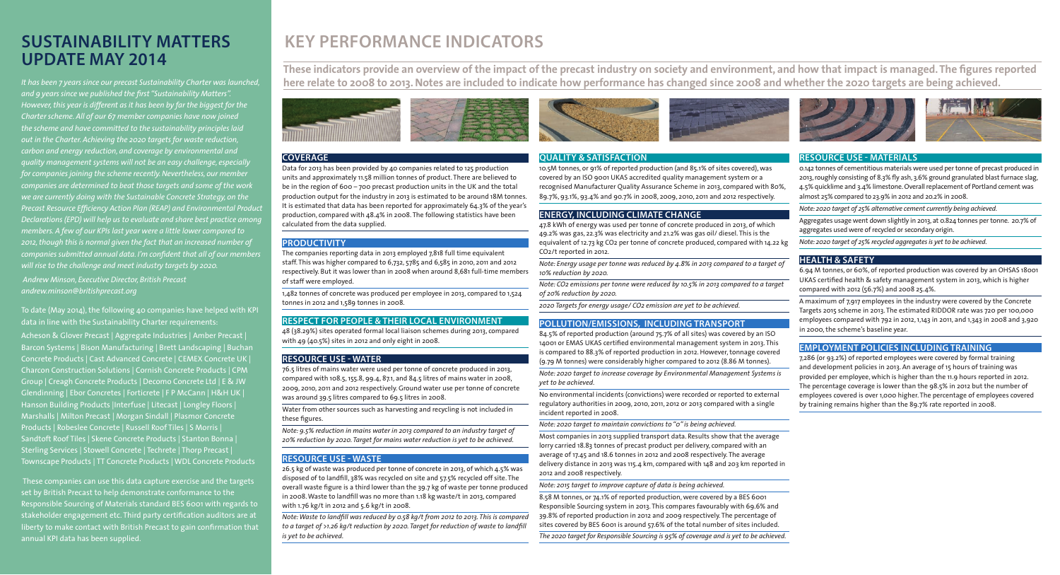# SUSTAINABILITY MATTERS UPDATE MAY 2014

*It has been 7 years since our precast Sustainability Charter was launched, and 9 years since we published the first "Sustainability Matters". However, this year is different as it has been by far the biggest for the Charter scheme. All of our 67 member companies have now joined the scheme and have committed to the sustainability principles laid out in the Charter. Achieving the 2020 targets for waste reduction, carbon and energy reduction, and coverage by environmental and quality management systems will not be an easy challenge, especially for companies joining the scheme recently. Nevertheless, our member companies are determined to beat those targets and some of the work we are currently doing with the Sustainable Concrete Strategy, on the Precast Resource Efficiency Action Plan (REAP) and Environmental Product Declarations (EPD) will help us to evaluate and share best practice among members. A few of our KPIs last year were a little lower compared to 2012, though this is normal given the fact that an increased number of companies submitted annual data. I'm confident that all of our members will rise to the challenge and meet industry targets by 2020.*

*Andrew Minson, Executive Director, British Precast*
*andrew.minson@britishprecast.org*

To date (May 2014), the following 40 companies have helped with KPI data in line with the Sustainability Charter requirements:

Acheson & Glover Precast | Aggregate Industries | Amber Precast | Barcon Systems | Bison Manufacturing | Brett Landscaping | Buchan Concrete Products | Cast Advanced Concrete | CEMEX Concrete UK | Charcon Construction Solutions | Cornish Concrete Products | CPM Group | Creagh Concrete Products | Decomo Concrete Ltd | E & JW Glendinning | Ebor Concretes | Forticrete | F P McCann | H&H UK | Hanson Building Products |Interfuse | Litecast | Longley Floors | Marshalls | Milton Precast | Morgan Sindall | Plasmor Concrete Products | Robeslee Concrete | Russell Roof Tiles | S Morris | Sandtoft Roof Tiles | Skene Concrete Products | Stanton Bonna | Sterling Services | Stowell Concrete | Techrete | Thorp Precast | Townscape Products | TT Concrete Products | WDL Concrete Products

These companies can use this data capture exercise and the targets set by British Precast to help demonstrate conformance to the Responsible Sourcing of Materials standard BES 6001 with regards to stakeholder engagement etc. Third party certification auditors are at liberty to make contact with British Precast to gain confirmation that annual KPI data has been supplied.

# KEY PERFORMANCE INDICATORS

**These indicators provide an overview of the impact of the precast industry on society and environment, and how that impact is managed. The figures reported here relate to 2008 to 2013. Notes are included to indicate how performance has changed since 2008 and whether the 2020 targets are being achieved.**

## COVERAGE

Data for 2013 has been provided by 40 companies related to 125 production units and approximately 11.58 million tonnes of product. There are believed to be in the region of 600 – 700 precast production units in the UK and the total production output for the industry in 2013 is estimated to be around 18M tonnes. It is estimated that data has been reported for approximately 64.3% of the year's production, compared with 48.4% in 2008. The following statistics have been calculated from the data supplied.

## PRODUCTIVITY

The companies reporting data in 2013 employed 7,818 full time equivalent staff. This was higher compared to 6,732, 5785 and 6,585 in 2010, 2011 and 2012 respectively. But it was lower than in 2008 when around 8,681 full-time members of staff were employed.

1,482 tonnes of concrete was produced per employee in 2013, compared to 1,524 tonnes in 2012 and 1,589 tonnes in 2008.

## RESPECT FOR PEOPLE & THEIR LOCAL ENVIRONMENT

48 (38.29%) sites operated formal local liaison schemes during 2013, compared with 49 (40.5%) sites in 2012 and only eight in 2008.

## RESOURCE USE - WATER

76.5 litres of mains water were used per tonne of concrete produced in 2013, compared with 108.5, 155.8, 99.4, 87.1, and 84.5 litres of mains water in 2008, 2009, 2010, 2011 and 2012 respectively. Ground water use per tonne of concrete was around 39.5 litres compared to 69.5 litres in 2008.

Water from other sources such as harvesting and recycling is not included in these figures.

*Note: 9.5% reduction in mains water in 2013 compared to an industry target of 20% reduction by 2020. Target for mains water reduction is yet to be achieved.*

## RESOURCE USE - WASTE

26.5 kg of waste was produced per tonne of concrete in 2013, of which 4.5% was disposed of to landfill, 38% was recycled on site and 57.5% recycled off site. The overall waste figure is a third lower than the 39.7 kg of waste per tonne produced in 2008. Waste to landfill was no more than 1.18 kg waste/t in 2013, compared with 1.76 kg/t in 2012 and 5.6 kg/t in 2008.

*Note: Waste to landfill was reduced by 0.58 kg/t from 2012 to 2013. This is compared to a target of >1.26 kg/t reduction by 2020. Target for reduction of waste to landfill is yet to be achieved.*

## QUALITY & SATISFACTION

10.5M tonnes, or 91% of reported production (and 85.1% of sites covered), was covered by an ISO 9001 UKAS accredited quality management system or a recognised Manufacturer Quality Assurance Scheme in 2013, compared with 80%, 89.7%, 93.1%, 93.4% and 90.7% in 2008, 2009, 2010, 2011 and 2012 respectively.

## ENERGY, INCLUDING CLIMATE CHANGE

47.8 kWh of energy was used per tonne of concrete produced in 2013, of which 49.2% was gas, 22.3% was electricity and 21.2% was gas oil/ diesel. This is the equivalent of 12.73 kg $CO_2$ per tonne of concrete produced, compared with 14.22 kg $CO_2$/t reported in 2012.

*Note: Energy usage per tonne was reduced by 4.8% in 2013 compared to a target of 10% reduction by 2020.*

*Note: $CO_2$ emissions per tonne were reduced by 10.5% in 2013 compared to a target of 20% reduction by 2020.*

*2020 Targets for energy usage/ $CO_2$ emission are yet to be achieved.*

## POLLUTION/EMISSIONS, INCLUDING TRANSPORT

84.5% of reported production (around 75.7% of all sites) was covered by an ISO 14001 or EMAS UKAS certified environmental management system in 2013. This is compared to 88.3% of reported production in 2012. However, tonnage covered (9.79 M tonnes) were considerably higher compared to 2012 (8.86 M tonnes).

*Note: 2020 target to increase coverage by Environmental Management Systems is yet to be achieved.*

No environmental incidents (convictions) were recorded or reported to external regulatory authorities in 2009, 2010, 2011, 2012 or 2013 compared with a single incident reported in 2008.

*Note: 2020 target to maintain convictions to "0" is being achieved.*

Most companies in 2013 supplied transport data. Results show that the average lorry carried 18.83 tonnes of precast product per delivery, compared with an average of 17.45 and 18.6 tonnes in 2012 and 2008 respectively. The average delivery distance in 2013 was 115.4 km, compared with 148 and 203 km reported in 2012 and 2008 respectively.

*Note: 2015 target to improve capture of data is being achieved.*

8.58 M tonnes, or 74.1% of reported production, were covered by a BES 6001 Responsible Sourcing system in 2013. This compares favourably with 69.6% and 39.8% of reported production in 2012 and 2009 respectively. The percentage of sites covered by BES 6001 is around 57.6% of the total number of sites included.

*The 2020 target for Responsible Sourcing is 95% of coverage and is yet to be achieved.*

## RESOURCE USE - MATERIALS

0.142 tonnes of cementitious materials were used per tonne of precast produced in 2013, roughly consisting of 8.3% fly ash, 3.6% ground granulated blast furnace slag, 4.5% quicklime and 3.4% limestone. Overall replacement of Portland cement was almost 25% compared to 23.9% in 2012 and 20.2% in 2008.

*Note: 2020 target of 25% alternative cement currently being achieved.*

Aggregates usage went down slightly in 2013, at 0.824 tonnes per tonne. 20.7% of aggregates used were of recycled or secondary origin.

*Note: 2020 target of 25% recycled aggregates is yet to be achieved.*

## HEALTH & SAFETY

6.94 M tonnes, or 60%, of reported production was covered by an OHSAS 18001 UKAS certified health & safety management system in 2013, which is higher compared with 2012 (56.7%) and 2008 25.4%.

A maximum of 7,917 employees in the industry were covered by the Concrete Targets 2015 scheme in 2013. The estimated RIDDOR rate was 720 per 100,000 employees compared with 792 in 2012, 1,143 in 2011, and 1,343 in 2008 and 3,920 in 2000, the scheme's baseline year.

## EMPLOYMENT POLICIES INCLUDING TRAINING

7,286 (or 93.2%) of reported employees were covered by formal training and development policies in 2013. An average of 15 hours of training was provided per employee, which is higher than the 11.9 hours reported in 2012. The percentage coverage is lower than the 98.5% in 2012 but the number of employees covered is over 1,000 higher. The percentage of employees covered by training remains higher than the 89.7% rate reported in 2008.